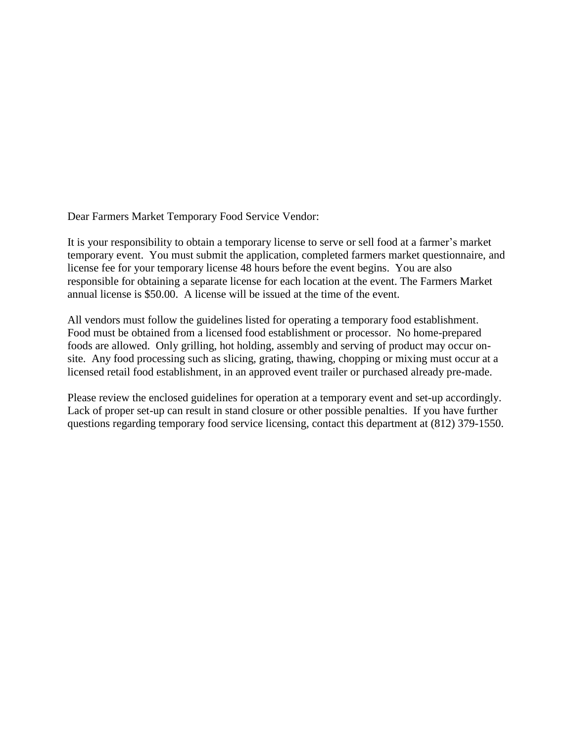Dear Farmers Market Temporary Food Service Vendor:

It is your responsibility to obtain a temporary license to serve or sell food at a farmer's market temporary event. You must submit the application, completed farmers market questionnaire, and license fee for your temporary license 48 hours before the event begins. You are also responsible for obtaining a separate license for each location at the event. The Farmers Market annual license is $50.00. A license will be issued at the time of the event.

All vendors must follow the guidelines listed for operating a temporary food establishment. Food must be obtained from a licensed food establishment or processor. No home-prepared foods are allowed. Only grilling, hot holding, assembly and serving of product may occur on-site. Any food processing such as slicing, grating, thawing, chopping or mixing must occur at a licensed retail food establishment, in an approved event trailer or purchased already pre-made.

Please review the enclosed guidelines for operation at a temporary event and set-up accordingly. Lack of proper set-up can result in stand closure or other possible penalties. If you have further questions regarding temporary food service licensing, contact this department at (812) 379-1550.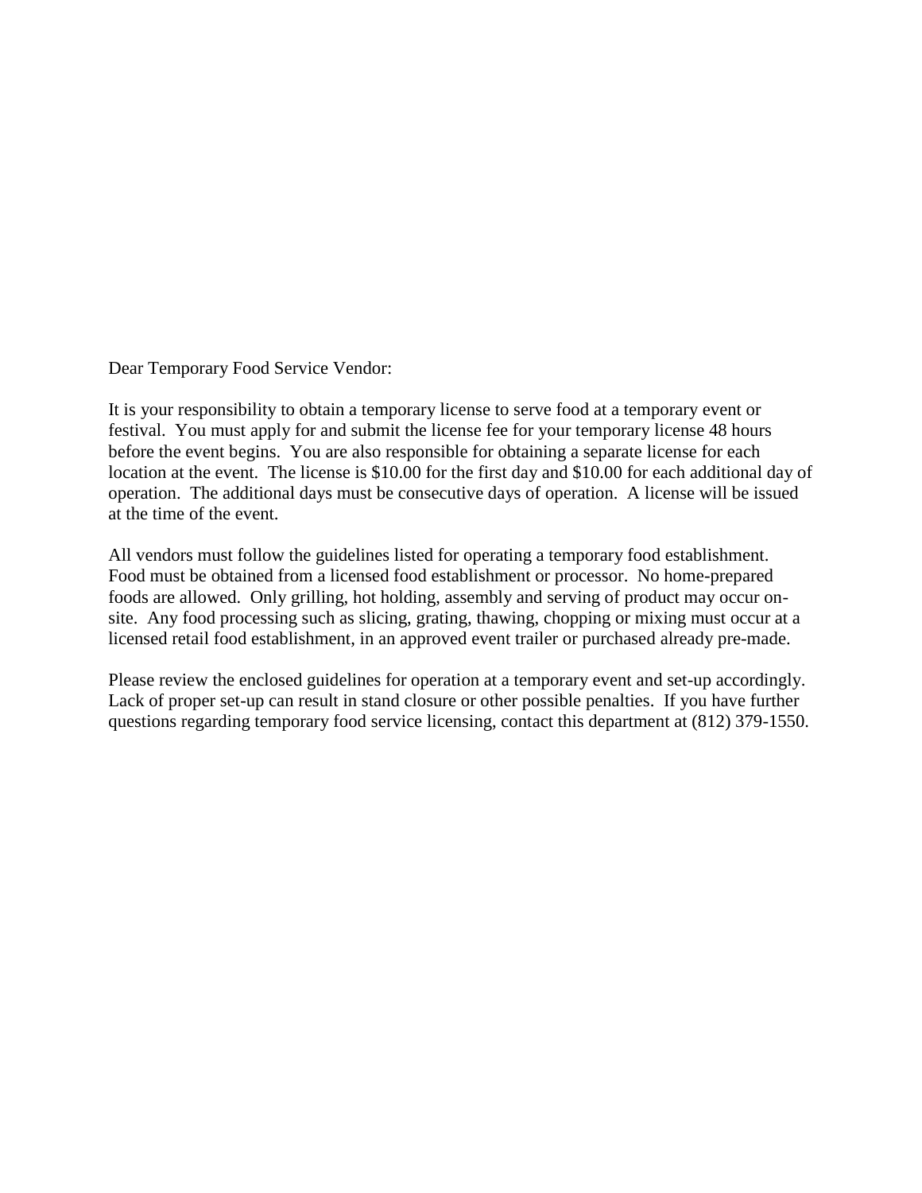Dear Temporary Food Service Vendor:

It is your responsibility to obtain a temporary license to serve food at a temporary event or festival. You must apply for and submit the license fee for your temporary license 48 hours before the event begins. You are also responsible for obtaining a separate license for each location at the event. The license is $10.00 for the first day and $10.00 for each additional day of operation. The additional days must be consecutive days of operation. A license will be issued at the time of the event.

All vendors must follow the guidelines listed for operating a temporary food establishment. Food must be obtained from a licensed food establishment or processor. No home-prepared foods are allowed. Only grilling, hot holding, assembly and serving of product may occur on-site. Any food processing such as slicing, grating, thawing, chopping or mixing must occur at a licensed retail food establishment, in an approved event trailer or purchased already pre-made.

Please review the enclosed guidelines for operation at a temporary event and set-up accordingly. Lack of proper set-up can result in stand closure or other possible penalties. If you have further questions regarding temporary food service licensing, contact this department at (812) 379-1550.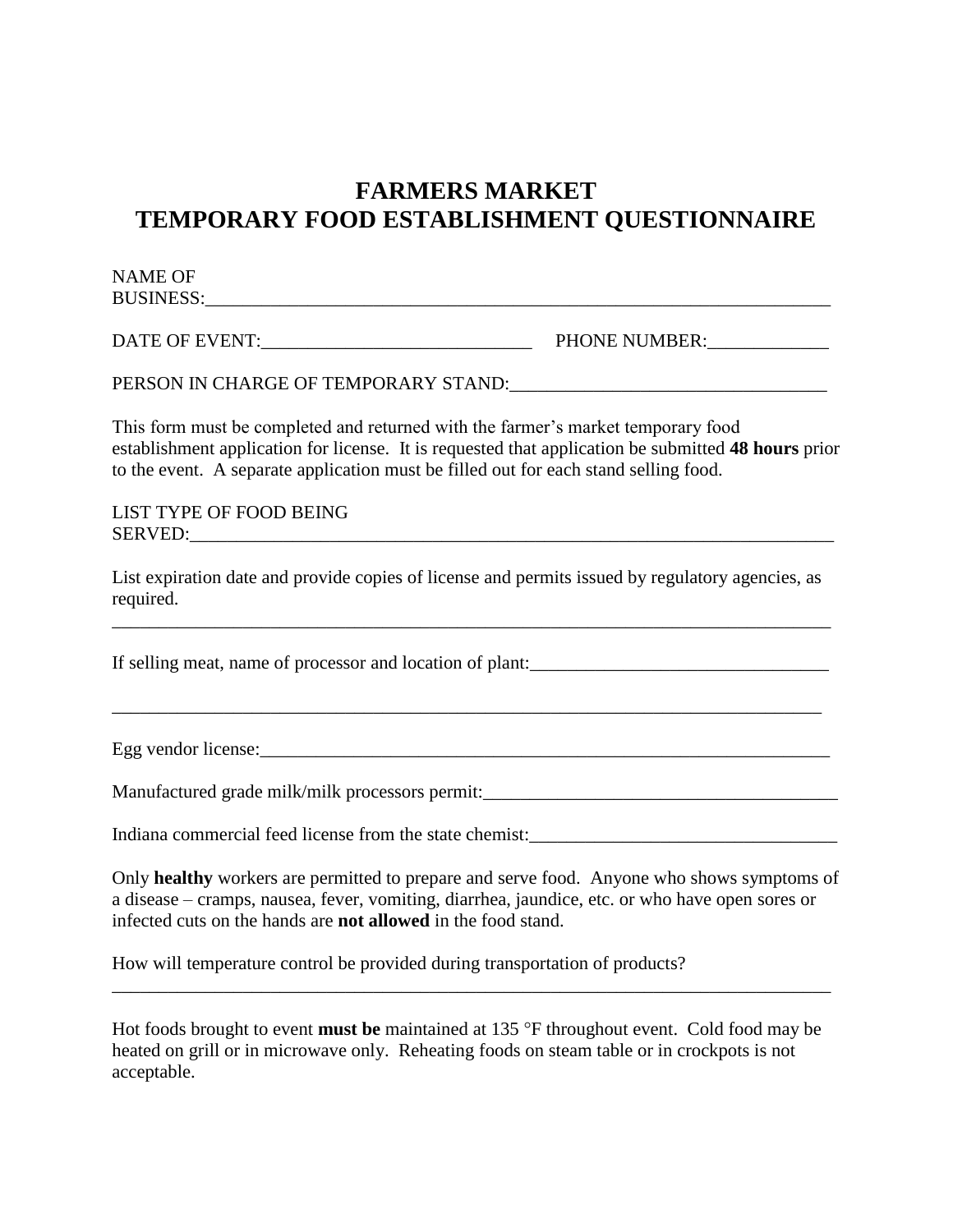# FARMERS MARKET
# TEMPORARY FOOD ESTABLISHMENT QUESTIONNAIRE

NAME OF BUSINESS:_____________________________________________________________________

DATE OF EVENT:_____________________________ PHONE NUMBER:_____________

PERSON IN CHARGE OF TEMPORARY STAND:_________________________________

This form must be completed and returned with the farmer's market temporary food establishment application for license. It is requested that application be submitted **48 hours** prior to the event. A separate application must be filled out for each stand selling food.

LIST TYPE OF FOOD BEING SERVED:_______________________________________________________________________

List expiration date and provide copies of license and permits issued by regulatory agencies, as required.

_______________________________________________________________________________

If selling meat, name of processor and location of plant:________________________________

_______________________________________________________________________________

Egg vendor license:_____________________________________________________________

Manufactured grade milk/milk processors permit:______________________________________

Indiana commercial feed license from the state chemist:_________________________________

Only **healthy** workers are permitted to prepare and serve food. Anyone who shows symptoms of a disease – cramps, nausea, fever, vomiting, diarrhea, jaundice, etc. or who have open sores or infected cuts on the hands are **not allowed** in the food stand.

How will temperature control be provided during transportation of products?

_______________________________________________________________________________

Hot foods brought to event **must be** maintained at 135 °F throughout event. Cold food may be heated on grill or in microwave only. Reheating foods on steam table or in crockpots is not acceptable.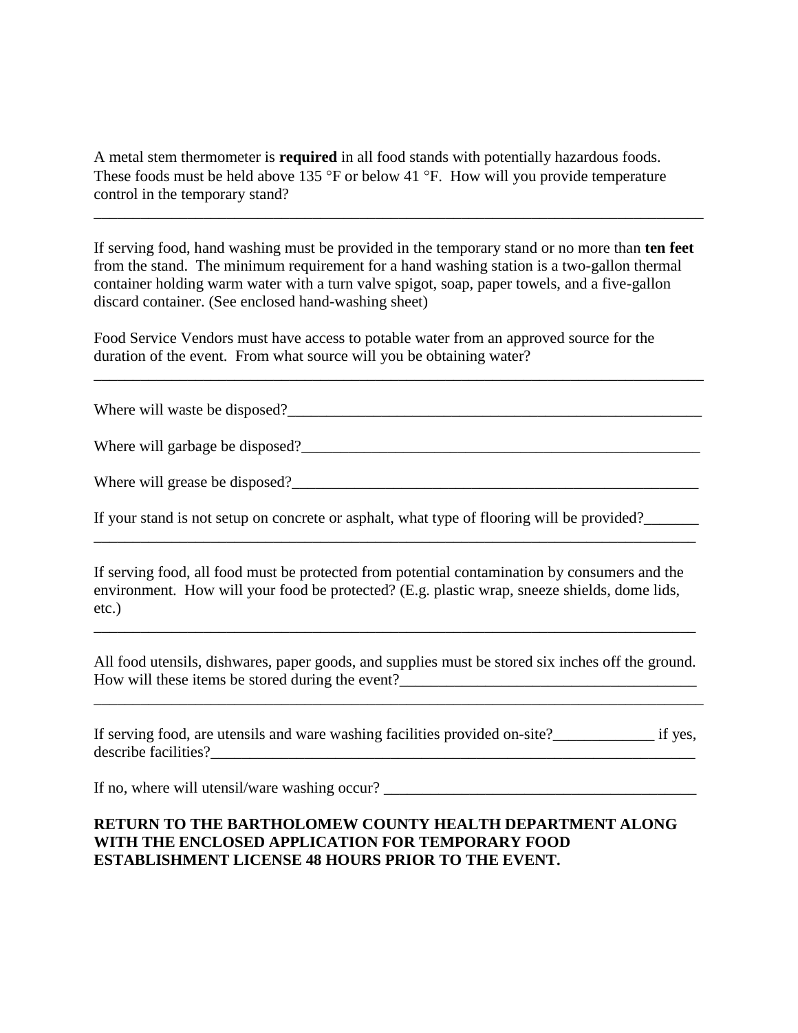A metal stem thermometer is **required** in all food stands with potentially hazardous foods. These foods must be held above 135 °F or below 41 °F. How will you provide temperature control in the temporary stand?

________________________________________________________________________________

If serving food, hand washing must be provided in the temporary stand or no more than **ten feet** from the stand. The minimum requirement for a hand washing station is a two-gallon thermal container holding warm water with a turn valve spigot, soap, paper towels, and a five-gallon discard container. (See enclosed hand-washing sheet)

Food Service Vendors must have access to potable water from an approved source for the duration of the event. From what source will you be obtaining water?

________________________________________________________________________________

Where will waste be disposed?_______________________________________________________

Where will garbage be disposed?_____________________________________________________

Where will grease be disposed?______________________________________________________

If your stand is not setup on concrete or asphalt, what type of flooring will be provided?_______

________________________________________________________________________________

If serving food, all food must be protected from potential contamination by consumers and the environment. How will your food be protected? (E.g. plastic wrap, sneeze shields, dome lids, etc.)

________________________________________________________________________________

All food utensils, dishwares, paper goods, and supplies must be stored six inches off the ground. How will these items be stored during the event?______________________________________

________________________________________________________________________________

If serving food, are utensils and ware washing facilities provided on-site?_____________ if yes, describe facilities?_______________________________________________________________

If no, where will utensil/ware washing occur? ________________________________________

**RETURN TO THE BARTHOLOMEW COUNTY HEALTH DEPARTMENT ALONG WITH THE ENCLOSED APPLICATION FOR TEMPORARY FOOD ESTABLISHMENT LICENSE 48 HOURS PRIOR TO THE EVENT.**